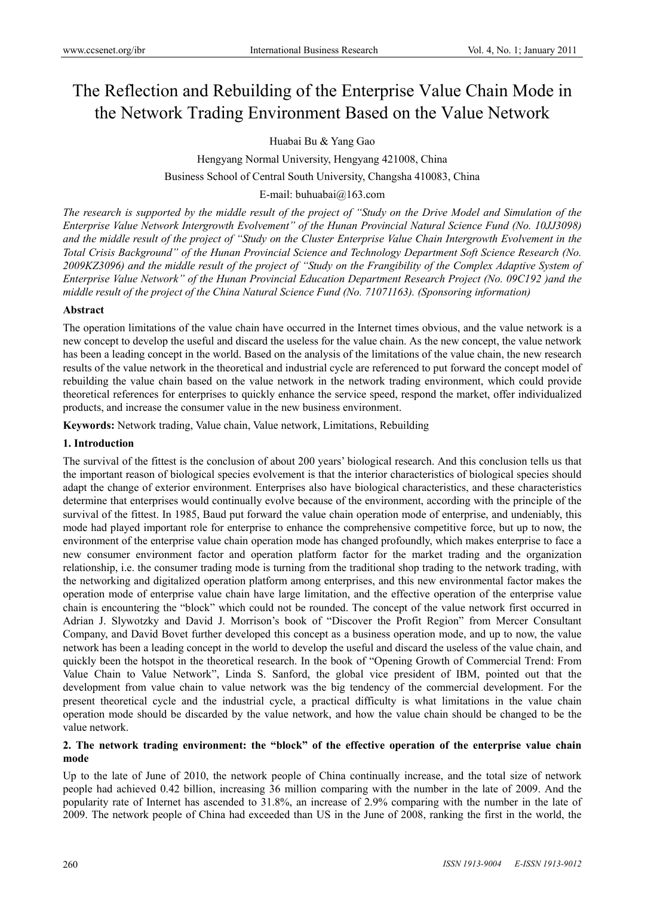# The Reflection and Rebuilding of the Enterprise Value Chain Mode in the Network Trading Environment Based on the Value Network

Huabai Bu & Yang Gao

Hengyang Normal University, Hengyang 421008, China

Business School of Central South University, Changsha 410083, China

E-mail: buhuabai@163.com

*The research is supported by the middle result of the project of "Study on the Drive Model and Simulation of the Enterprise Value Network Intergrowth Evolvement" of the Hunan Provincial Natural Science Fund (No. 10JJ3098) and the middle result of the project of "Study on the Cluster Enterprise Value Chain Intergrowth Evolvement in the Total Crisis Background" of the Hunan Provincial Science and Technology Department Soft Science Research (No. 2009KZ3096) and the middle result of the project of "Study on the Frangibility of the Complex Adaptive System of Enterprise Value Network" of the Hunan Provincial Education Department Research Project (No. 09C192 )and the middle result of the project of the China Natural Science Fund (No. 71071163). (Sponsoring information)*

**Abstract**

The operation limitations of the value chain have occurred in the Internet times obvious, and the value network is a new concept to develop the useful and discard the useless for the value chain. As the new concept, the value network has been a leading concept in the world. Based on the analysis of the limitations of the value chain, the new research results of the value network in the theoretical and industrial cycle are referenced to put forward the concept model of rebuilding the value chain based on the value network in the network trading environment, which could provide theoretical references for enterprises to quickly enhance the service speed, respond the market, offer individualized products, and increase the consumer value in the new business environment.

**Keywords:** Network trading, Value chain, Value network, Limitations, Rebuilding

## 1. Introduction

The survival of the fittest is the conclusion of about 200 years' biological research. And this conclusion tells us that the important reason of biological species evolvement is that the interior characteristics of biological species should adapt the change of exterior environment. Enterprises also have biological characteristics, and these characteristics determine that enterprises would continually evolve because of the environment, according with the principle of the survival of the fittest. In 1985, Baud put forward the value chain operation mode of enterprise, and undeniably, this mode had played important role for enterprise to enhance the comprehensive competitive force, but up to now, the environment of the enterprise value chain operation mode has changed profoundly, which makes enterprise to face a new consumer environment factor and operation platform factor for the market trading and the organization relationship, i.e. the consumer trading mode is turning from the traditional shop trading to the network trading, with the networking and digitalized operation platform among enterprises, and this new environmental factor makes the operation mode of enterprise value chain have large limitation, and the effective operation of the enterprise value chain is encountering the "block" which could not be rounded. The concept of the value network first occurred in Adrian J. Slywotzky and David J. Morrison's book of "Discover the Profit Region" from Mercer Consultant Company, and David Bovet further developed this concept as a business operation mode, and up to now, the value network has been a leading concept in the world to develop the useful and discard the useless of the value chain, and quickly been the hotspot in the theoretical research. In the book of "Opening Growth of Commercial Trend: From Value Chain to Value Network", Linda S. Sanford, the global vice president of IBM, pointed out that the development from value chain to value network was the big tendency of the commercial development. For the present theoretical cycle and the industrial cycle, a practical difficulty is what limitations in the value chain operation mode should be discarded by the value network, and how the value chain should be changed to be the value network.

## 2. The network trading environment: the "block" of the effective operation of the enterprise value chain mode

Up to the late of June of 2010, the network people of China continually increase, and the total size of network people had achieved 0.42 billion, increasing 36 million comparing with the number in the late of 2009. And the popularity rate of Internet has ascended to 31.8%, an increase of 2.9% comparing with the number in the late of 2009. The network people of China had exceeded than US in the June of 2008, ranking the first in the world, the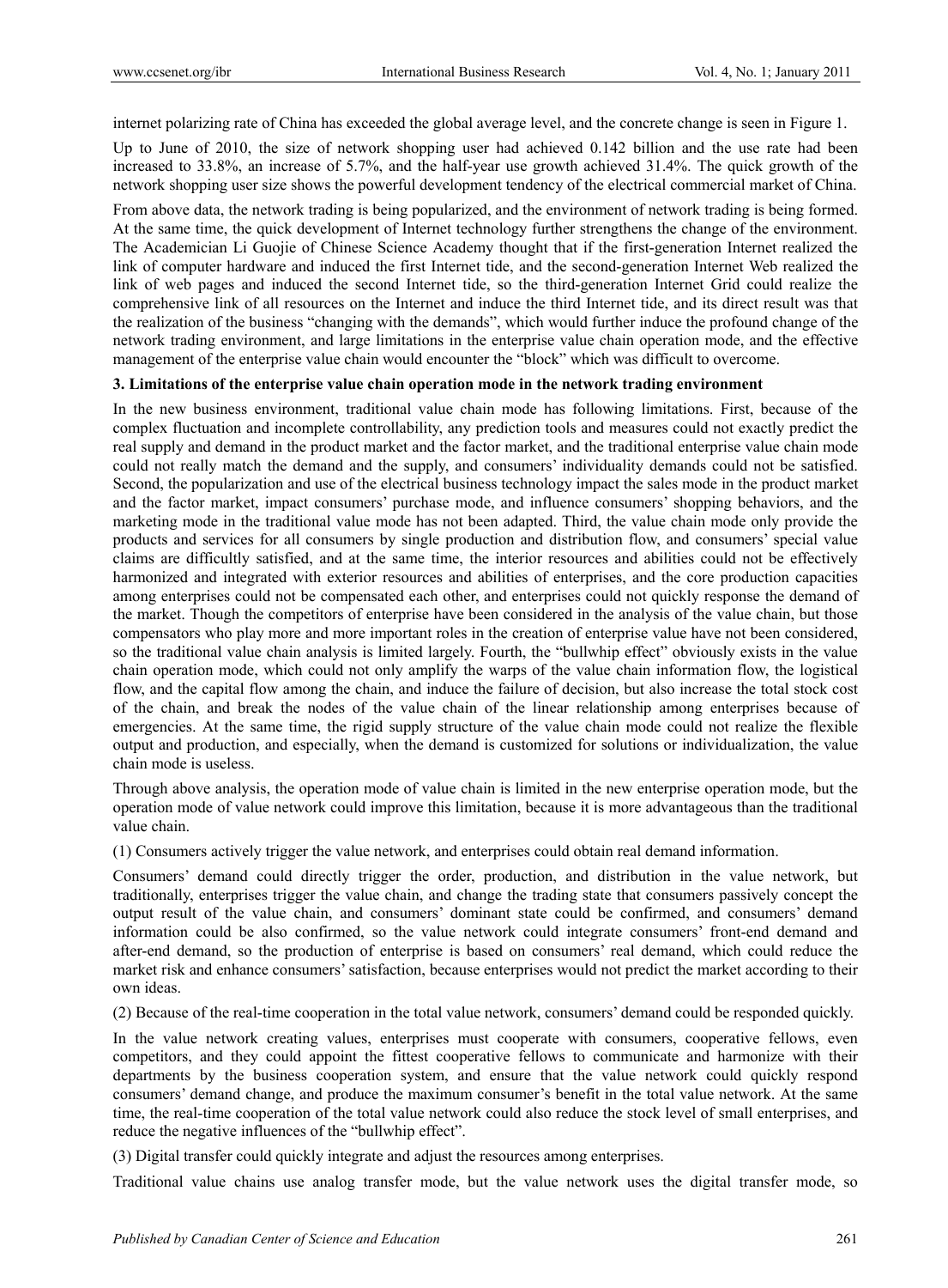internet polarizing rate of China has exceeded the global average level, and the concrete change is seen in Figure 1.

Up to June of 2010, the size of network shopping user had achieved 0.142 billion and the use rate had been increased to 33.8%, an increase of 5.7%, and the half-year use growth achieved 31.4%. The quick growth of the network shopping user size shows the powerful development tendency of the electrical commercial market of China.

From above data, the network trading is being popularized, and the environment of network trading is being formed. At the same time, the quick development of Internet technology further strengthens the change of the environment. The Academician Li Guojie of Chinese Science Academy thought that if the first-generation Internet realized the link of computer hardware and induced the first Internet tide, and the second-generation Internet Web realized the link of web pages and induced the second Internet tide, so the third-generation Internet Grid could realize the comprehensive link of all resources on the Internet and induce the third Internet tide, and its direct result was that the realization of the business "changing with the demands", which would further induce the profound change of the network trading environment, and large limitations in the enterprise value chain operation mode, and the effective management of the enterprise value chain would encounter the "block" which was difficult to overcome.

**3. Limitations of the enterprise value chain operation mode in the network trading environment**

In the new business environment, traditional value chain mode has following limitations. First, because of the complex fluctuation and incomplete controllability, any prediction tools and measures could not exactly predict the real supply and demand in the product market and the factor market, and the traditional enterprise value chain mode could not really match the demand and the supply, and consumers' individuality demands could not be satisfied. Second, the popularization and use of the electrical business technology impact the sales mode in the product market and the factor market, impact consumers' purchase mode, and influence consumers' shopping behaviors, and the marketing mode in the traditional value mode has not been adapted. Third, the value chain mode only provide the products and services for all consumers by single production and distribution flow, and consumers' special value claims are difficultly satisfied, and at the same time, the interior resources and abilities could not be effectively harmonized and integrated with exterior resources and abilities of enterprises, and the core production capacities among enterprises could not be compensated each other, and enterprises could not quickly response the demand of the market. Though the competitors of enterprise have been considered in the analysis of the value chain, but those compensators who play more and more important roles in the creation of enterprise value have not been considered, so the traditional value chain analysis is limited largely. Fourth, the "bullwhip effect" obviously exists in the value chain operation mode, which could not only amplify the warps of the value chain information flow, the logistical flow, and the capital flow among the chain, and induce the failure of decision, but also increase the total stock cost of the chain, and break the nodes of the value chain of the linear relationship among enterprises because of emergencies. At the same time, the rigid supply structure of the value chain mode could not realize the flexible output and production, and especially, when the demand is customized for solutions or individualization, the value chain mode is useless.

Through above analysis, the operation mode of value chain is limited in the new enterprise operation mode, but the operation mode of value network could improve this limitation, because it is more advantageous than the traditional value chain.

(1) Consumers actively trigger the value network, and enterprises could obtain real demand information.

Consumers' demand could directly trigger the order, production, and distribution in the value network, but traditionally, enterprises trigger the value chain, and change the trading state that consumers passively concept the output result of the value chain, and consumers' dominant state could be confirmed, and consumers' demand information could be also confirmed, so the value network could integrate consumers' front-end demand and after-end demand, so the production of enterprise is based on consumers' real demand, which could reduce the market risk and enhance consumers' satisfaction, because enterprises would not predict the market according to their own ideas.

(2) Because of the real-time cooperation in the total value network, consumers' demand could be responded quickly.

In the value network creating values, enterprises must cooperate with consumers, cooperative fellows, even competitors, and they could appoint the fittest cooperative fellows to communicate and harmonize with their departments by the business cooperation system, and ensure that the value network could quickly respond consumers' demand change, and produce the maximum consumer's benefit in the total value network. At the same time, the real-time cooperation of the total value network could also reduce the stock level of small enterprises, and reduce the negative influences of the "bullwhip effect".

(3) Digital transfer could quickly integrate and adjust the resources among enterprises.

Traditional value chains use analog transfer mode, but the value network uses the digital transfer mode, so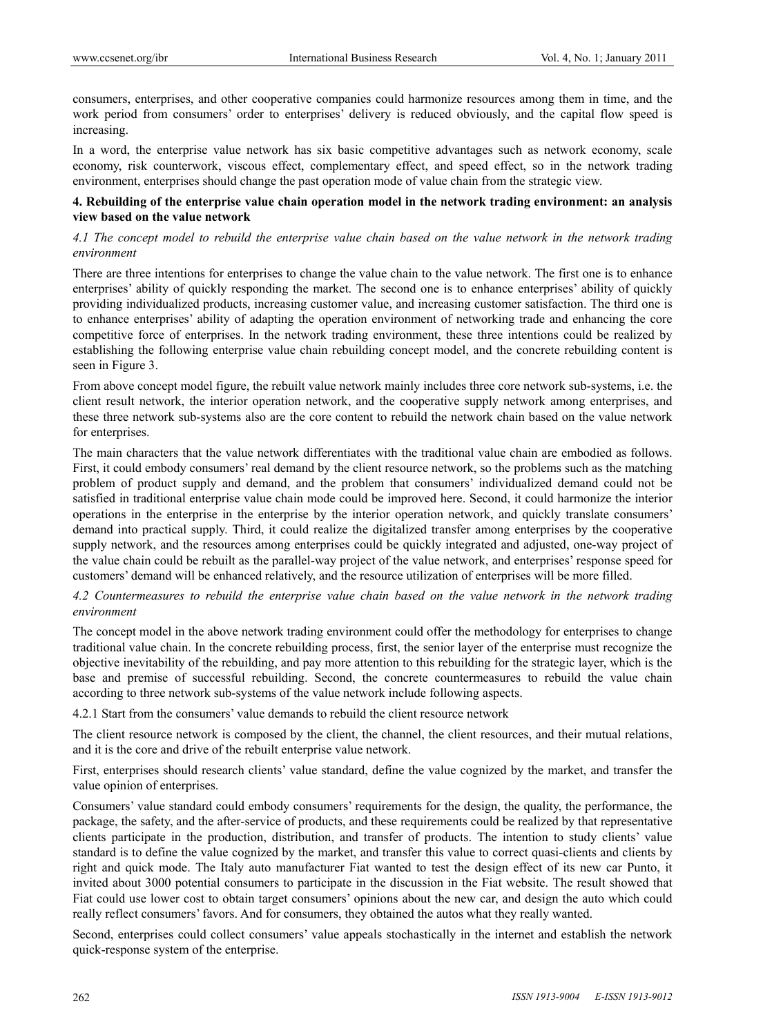consumers, enterprises, and other cooperative companies could harmonize resources among them in time, and the work period from consumers' order to enterprises' delivery is reduced obviously, and the capital flow speed is increasing.

In a word, the enterprise value network has six basic competitive advantages such as network economy, scale economy, risk counterwork, viscous effect, complementary effect, and speed effect, so in the network trading environment, enterprises should change the past operation mode of value chain from the strategic view.

## 4. Rebuilding of the enterprise value chain operation model in the network trading environment: an analysis view based on the value network

### *4.1 The concept model to rebuild the enterprise value chain based on the value network in the network trading environment*

There are three intentions for enterprises to change the value chain to the value network. The first one is to enhance enterprises' ability of quickly responding the market. The second one is to enhance enterprises' ability of quickly providing individualized products, increasing customer value, and increasing customer satisfaction. The third one is to enhance enterprises' ability of adapting the operation environment of networking trade and enhancing the core competitive force of enterprises. In the network trading environment, these three intentions could be realized by establishing the following enterprise value chain rebuilding concept model, and the concrete rebuilding content is seen in Figure 3.

From above concept model figure, the rebuilt value network mainly includes three core network sub-systems, i.e. the client result network, the interior operation network, and the cooperative supply network among enterprises, and these three network sub-systems also are the core content to rebuild the network chain based on the value network for enterprises.

The main characters that the value network differentiates with the traditional value chain are embodied as follows. First, it could embody consumers' real demand by the client resource network, so the problems such as the matching problem of product supply and demand, and the problem that consumers' individualized demand could not be satisfied in traditional enterprise value chain mode could be improved here. Second, it could harmonize the interior operations in the enterprise in the enterprise by the interior operation network, and quickly translate consumers' demand into practical supply. Third, it could realize the digitalized transfer among enterprises by the cooperative supply network, and the resources among enterprises could be quickly integrated and adjusted, one-way project of the value chain could be rebuilt as the parallel-way project of the value network, and enterprises' response speed for customers' demand will be enhanced relatively, and the resource utilization of enterprises will be more filled.

### *4.2 Countermeasures to rebuild the enterprise value chain based on the value network in the network trading environment*

The concept model in the above network trading environment could offer the methodology for enterprises to change traditional value chain. In the concrete rebuilding process, first, the senior layer of the enterprise must recognize the objective inevitability of the rebuilding, and pay more attention to this rebuilding for the strategic layer, which is the base and premise of successful rebuilding. Second, the concrete countermeasures to rebuild the value chain according to three network sub-systems of the value network include following aspects.

#### 4.2.1 Start from the consumers' value demands to rebuild the client resource network

The client resource network is composed by the client, the channel, the client resources, and their mutual relations, and it is the core and drive of the rebuilt enterprise value network.

First, enterprises should research clients' value standard, define the value cognized by the market, and transfer the value opinion of enterprises.

Consumers' value standard could embody consumers' requirements for the design, the quality, the performance, the package, the safety, and the after-service of products, and these requirements could be realized by that representative clients participate in the production, distribution, and transfer of products. The intention to study clients' value standard is to define the value cognized by the market, and transfer this value to correct quasi-clients and clients by right and quick mode. The Italy auto manufacturer Fiat wanted to test the design effect of its new car Punto, it invited about 3000 potential consumers to participate in the discussion in the Fiat website. The result showed that Fiat could use lower cost to obtain target consumers' opinions about the new car, and design the auto which could really reflect consumers' favors. And for consumers, they obtained the autos what they really wanted.

Second, enterprises could collect consumers' value appeals stochastically in the internet and establish the network quick-response system of the enterprise.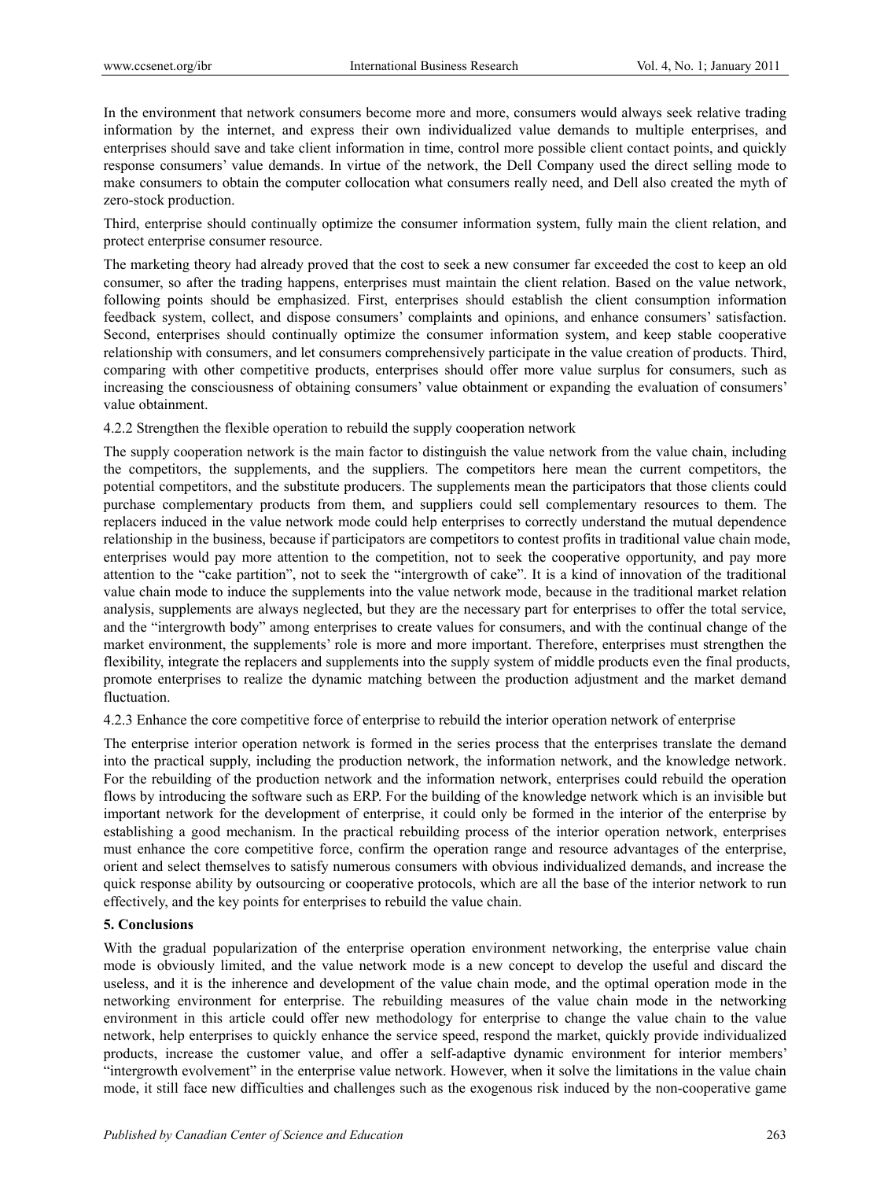In the environment that network consumers become more and more, consumers would always seek relative trading information by the internet, and express their own individualized value demands to multiple enterprises, and enterprises should save and take client information in time, control more possible client contact points, and quickly response consumers' value demands. In virtue of the network, the Dell Company used the direct selling mode to make consumers to obtain the computer collocation what consumers really need, and Dell also created the myth of zero-stock production.

Third, enterprise should continually optimize the consumer information system, fully main the client relation, and protect enterprise consumer resource.

The marketing theory had already proved that the cost to seek a new consumer far exceeded the cost to keep an old consumer, so after the trading happens, enterprises must maintain the client relation. Based on the value network, following points should be emphasized. First, enterprises should establish the client consumption information feedback system, collect, and dispose consumers' complaints and opinions, and enhance consumers' satisfaction. Second, enterprises should continually optimize the consumer information system, and keep stable cooperative relationship with consumers, and let consumers comprehensively participate in the value creation of products. Third, comparing with other competitive products, enterprises should offer more value surplus for consumers, such as increasing the consciousness of obtaining consumers' value obtainment or expanding the evaluation of consumers' value obtainment.

4.2.2 Strengthen the flexible operation to rebuild the supply cooperation network

The supply cooperation network is the main factor to distinguish the value network from the value chain, including the competitors, the supplements, and the suppliers. The competitors here mean the current competitors, the potential competitors, and the substitute producers. The supplements mean the participators that those clients could purchase complementary products from them, and suppliers could sell complementary resources to them. The replacers induced in the value network mode could help enterprises to correctly understand the mutual dependence relationship in the business, because if participators are competitors to contest profits in traditional value chain mode, enterprises would pay more attention to the competition, not to seek the cooperative opportunity, and pay more attention to the "cake partition", not to seek the "intergrowth of cake". It is a kind of innovation of the traditional value chain mode to induce the supplements into the value network mode, because in the traditional market relation analysis, supplements are always neglected, but they are the necessary part for enterprises to offer the total service, and the "intergrowth body" among enterprises to create values for consumers, and with the continual change of the market environment, the supplements' role is more and more important. Therefore, enterprises must strengthen the flexibility, integrate the replacers and supplements into the supply system of middle products even the final products, promote enterprises to realize the dynamic matching between the production adjustment and the market demand fluctuation.

4.2.3 Enhance the core competitive force of enterprise to rebuild the interior operation network of enterprise

The enterprise interior operation network is formed in the series process that the enterprises translate the demand into the practical supply, including the production network, the information network, and the knowledge network. For the rebuilding of the production network and the information network, enterprises could rebuild the operation flows by introducing the software such as ERP. For the building of the knowledge network which is an invisible but important network for the development of enterprise, it could only be formed in the interior of the enterprise by establishing a good mechanism. In the practical rebuilding process of the interior operation network, enterprises must enhance the core competitive force, confirm the operation range and resource advantages of the enterprise, orient and select themselves to satisfy numerous consumers with obvious individualized demands, and increase the quick response ability by outsourcing or cooperative protocols, which are all the base of the interior network to run effectively, and the key points for enterprises to rebuild the value chain.

## 5. Conclusions

With the gradual popularization of the enterprise operation environment networking, the enterprise value chain mode is obviously limited, and the value network mode is a new concept to develop the useful and discard the useless, and it is the inherence and development of the value chain mode, and the optimal operation mode in the networking environment for enterprise. The rebuilding measures of the value chain mode in the networking environment in this article could offer new methodology for enterprise to change the value chain to the value network, help enterprises to quickly enhance the service speed, respond the market, quickly provide individualized products, increase the customer value, and offer a self-adaptive dynamic environment for interior members' "intergrowth evolvement" in the enterprise value network. However, when it solve the limitations in the value chain mode, it still face new difficulties and challenges such as the exogenous risk induced by the non-cooperative game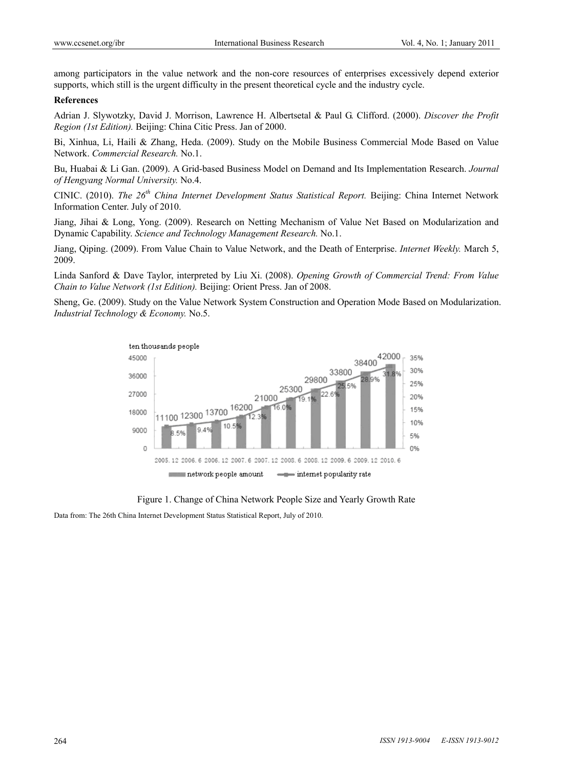among participators in the value network and the non-core resources of enterprises excessively depend exterior supports, which still is the urgent difficulty in the present theoretical cycle and the industry cycle.

**References**

Adrian J. Slywotzky, David J. Morrison, Lawrence H. Albertsetal & Paul G. Clifford. (2000). *Discover the Profit Region (1st Edition).* Beijing: China Citic Press. Jan of 2000.

Bi, Xinhua, Li, Haili & Zhang, Heda. (2009). Study on the Mobile Business Commercial Mode Based on Value Network. *Commercial Research.* No.1.

Bu, Huabai & Li Gan. (2009). A Grid-based Business Model on Demand and Its Implementation Research. *Journal of Hengyang Normal University.* No.4.

CINIC. (2010). *The 26th China Internet Development Status Statistical Report.* Beijing: China Internet Network Information Center. July of 2010.

Jiang, Jihai & Long, Yong. (2009). Research on Netting Mechanism of Value Net Based on Modularization and Dynamic Capability. *Science and Technology Management Research.* No.1.

Jiang, Qiping. (2009). From Value Chain to Value Network, and the Death of Enterprise. *Internet Weekly.* March 5, 2009.

Linda Sanford & Dave Taylor, interpreted by Liu Xi. (2008). *Opening Growth of Commercial Trend: From Value Chain to Value Network (1st Edition).* Beijing: Orient Press. Jan of 2008.

Sheng, Ge. (2009). Study on the Value Network System Construction and Operation Mode Based on Modularization. *Industrial Technology & Economy.* No.5.

Figure 1. Change of China Network People Size and Yearly Growth Rate

Data from: The 26th China Internet Development Status Statistical Report, July of 2010.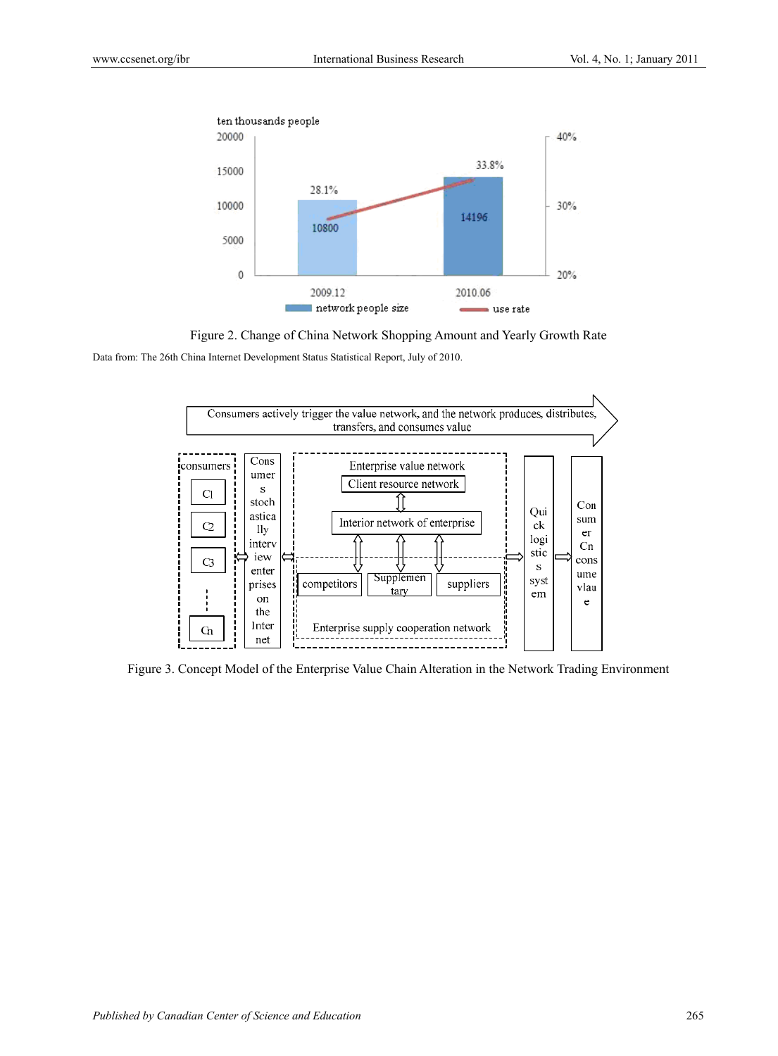ten thousands people

20000
15000
10000
5000
0

40%
30%
20%

28.1%
33.8%
10800
14196

2009.12
2010.06

network people size
use rate

Figure 2. Change of China Network Shopping Amount and Yearly Growth Rate

Data from: The 26th China Internet Development Status Statistical Report, July of 2010.

Consumers actively trigger the value network, and the network produces, distributes, transfers, and consumes value

consumers
C1
C2
C3
Cn

Consumers stochastically interview enterprises on the Internet

Enterprise value network
Client resource network
Interior network of enterprise
competitors
Supplementary
suppliers
Enterprise supply cooperation network

Quick logistics system

Consumer Cn consume vlaue

Figure 3. Concept Model of the Enterprise Value Chain Alteration in the Network Trading Environment